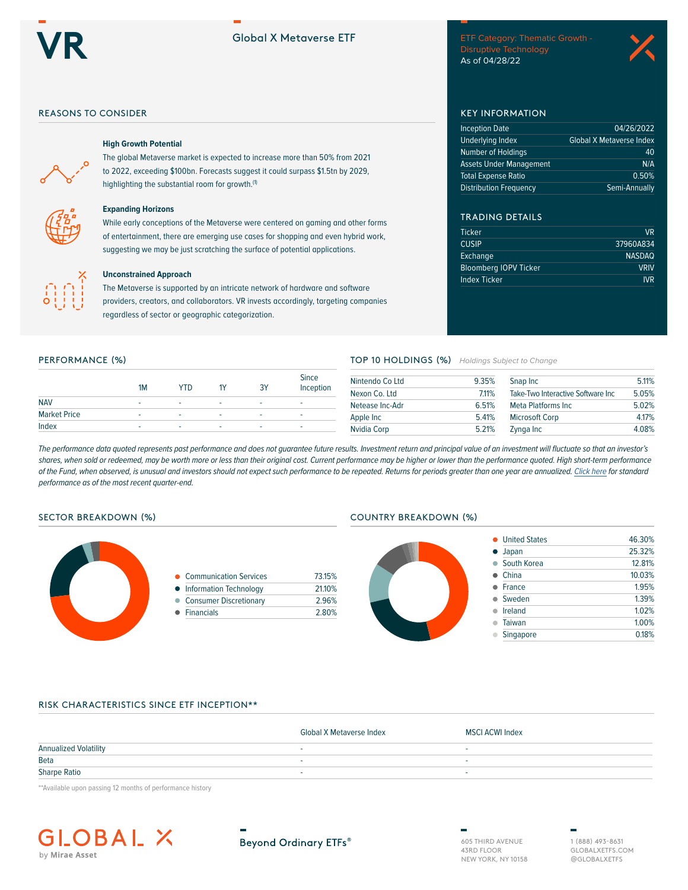# VR

## Global X Metaverse ETF

ETF Category: Thematic Growth - Disruptive Technology
As of 04/28/22

## REASONS TO CONSIDER

### High Growth Potential

The global Metaverse market is expected to increase more than 50% from 2021 to 2022, exceeding $100bn. Forecasts suggest it could surpass $1.5tn by 2029, highlighting the substantial room for growth.[1]

### Expanding Horizons

While early conceptions of the Metaverse were centered on gaming and other forms of entertainment, there are emerging use cases for shopping and even hybrid work, suggesting we may be just scratching the surface of potential applications.

### Unconstrained Approach

The Metaverse is supported by an intricate network of hardware and software providers, creators, and collaborators. VR invests accordingly, targeting companies regardless of sector or geographic categorization.

## KEY INFORMATION

| | |
|---|---|
| Inception Date | 04/26/2022 |
| Underlying Index | Global X Metaverse Index |
| Number of Holdings | 40 |
| Assets Under Management | N/A |
| Total Expense Ratio | 0.50% |
| Distribution Frequency | Semi-Annually |

## TRADING DETAILS

| | |
|---|---|
| Ticker | VR |
| CUSIP | 37960A834 |
| Exchange | NASDAQ |
| Bloomberg IOPV Ticker | VRIV |
| Index Ticker | IVR |

## PERFORMANCE (%)

| | 1M | YTD | 1Y | 3Y | Since Inception |
|---|---|---|---|---|---|
| NAV | - | - | - | - | - |
| Market Price | - | - | - | - | - |
| Index | - | - | - | - | - |

## TOP 10 HOLDINGS (%)

*Holdings Subject to Change*

| | |
|---|---|
| Nintendo Co Ltd | 9.35% |
| Nexon Co. Ltd | 7.11% |
| Netease Inc-Adr | 6.51% |
| Apple Inc | 5.41% |
| Nvidia Corp | 5.21% |
| Snap Inc | 5.11% |
| Take-Two Interactive Software Inc | 5.05% |
| Meta Platforms Inc | 5.02% |
| Microsoft Corp | 4.17% |
| Zynga Inc | 4.08% |

*The performance data quoted represents past performance and does not guarantee future results. Investment return and principal value of an investment will fluctuate so that an investor's shares, when sold or redeemed, may be worth more or less than their original cost. Current performance may be higher or lower than the performance quoted. High short-term performance of the Fund, when observed, is unusual and investors should not expect such performance to be repeated. Returns for periods greater than one year are annualized. Click here for standard performance as of the most recent quarter-end.*

## SECTOR BREAKDOWN (%)

| | |
|---|---|
| Communication Services | 73.15% |
| Information Technology | 21.10% |
| Consumer Discretionary | 2.96% |
| Financials | 2.80% |

## COUNTRY BREAKDOWN (%)

| | |
|---|---|
| United States | 46.30% |
| Japan | 25.32% |
| South Korea | 12.81% |
| China | 10.03% |
| France | 1.95% |
| Sweden | 1.39% |
| Ireland | 1.02% |
| Taiwan | 1.00% |
| Singapore | 0.18% |

## RISK CHARACTERISTICS SINCE ETF INCEPTION**

| | Global X Metaverse Index | MSCI ACWI Index |
|---|---|---|
| Annualized Volatility | - | - |
| Beta | - | - |
| Sharpe Ratio | - | - |

**Available upon passing 12 months of performance history

GLOBAL X by Mirae Asset

Beyond Ordinary ETFs®

605 THIRD AVENUE
43RD FLOOR
NEW YORK, NY 10158

1 (888) 493-8631
GLOBALXETFS.COM
@GLOBALXETFS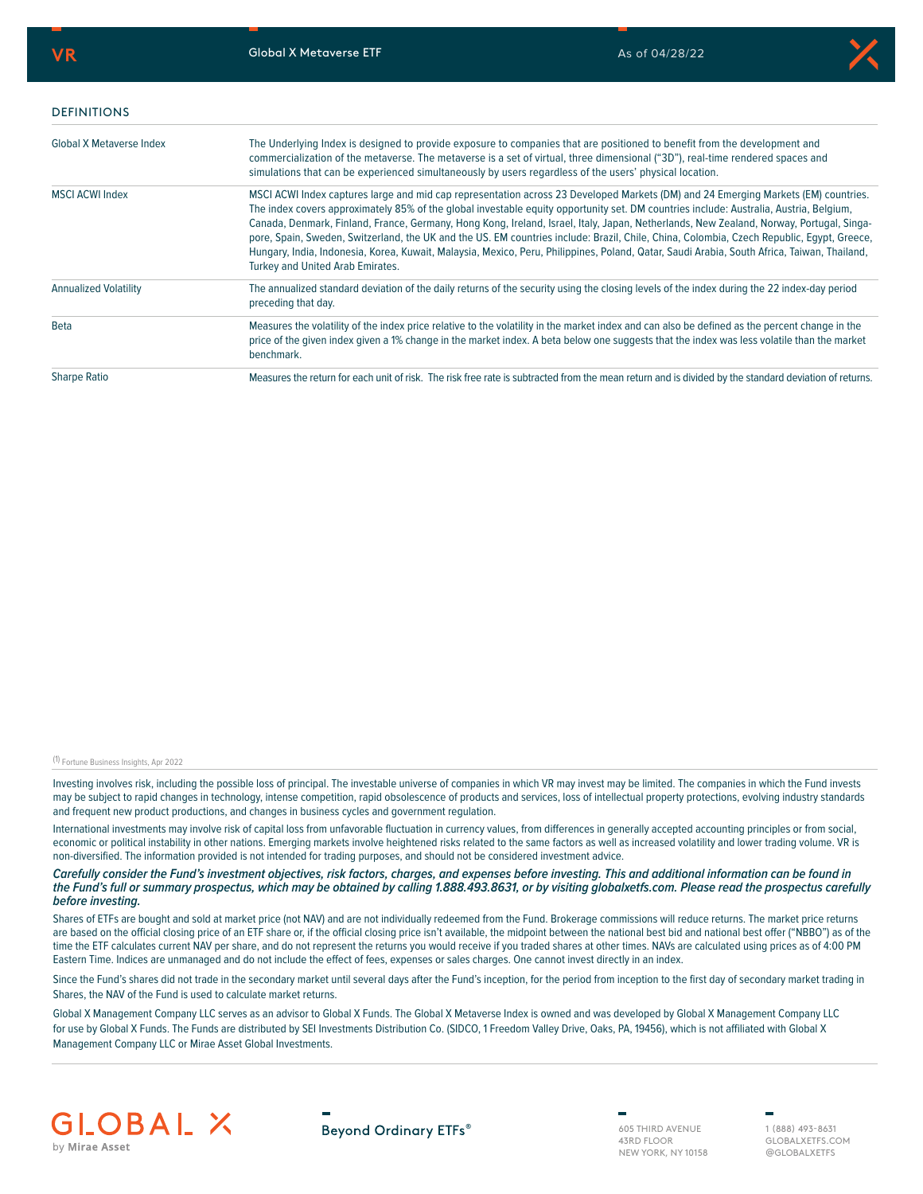## DEFINITIONS

| | |
|---|---|
| Global X Metaverse Index | The Underlying Index is designed to provide exposure to companies that are positioned to benefit from the development and commercialization of the metaverse. The metaverse is a set of virtual, three dimensional ("3D"), real-time rendered spaces and simulations that can be experienced simultaneously by users regardless of the users' physical location. |
| MSCI ACWI Index | MSCI ACWI Index captures large and mid cap representation across 23 Developed Markets (DM) and 24 Emerging Markets (EM) countries. The index covers approximately 85% of the global investable equity opportunity set. DM countries include: Australia, Austria, Belgium, Canada, Denmark, Finland, France, Germany, Hong Kong, Ireland, Israel, Italy, Japan, Netherlands, New Zealand, Norway, Portugal, Singapore, Spain, Sweden, Switzerland, the UK and the US. EM countries include: Brazil, Chile, China, Colombia, Czech Republic, Egypt, Greece, Hungary, India, Indonesia, Korea, Kuwait, Malaysia, Mexico, Peru, Philippines, Poland, Qatar, Saudi Arabia, South Africa, Taiwan, Thailand, Turkey and United Arab Emirates. |
| Annualized Volatility | The annualized standard deviation of the daily returns of the security using the closing levels of the index during the 22 index-day period preceding that day. |
| Beta | Measures the volatility of the index price relative to the volatility in the market index and can also be defined as the percent change in the price of the given index given a 1% change in the market index. A beta below one suggests that the index was less volatile than the market benchmark. |
| Sharpe Ratio | Measures the return for each unit of risk. The risk free rate is subtracted from the mean return and is divided by the standard deviation of returns. |

(1) Fortune Business Insights, Apr 2022

Investing involves risk, including the possible loss of principal. The investable universe of companies in which VR may invest may be limited. The companies in which the Fund invests may be subject to rapid changes in technology, intense competition, rapid obsolescence of products and services, loss of intellectual property protections, evolving industry standards and frequent new product productions, and changes in business cycles and government regulation.

International investments may involve risk of capital loss from unfavorable fluctuation in currency values, from differences in generally accepted accounting principles or from social, economic or political instability in other nations. Emerging markets involve heightened risks related to the same factors as well as increased volatility and lower trading volume. VR is non-diversified. The information provided is not intended for trading purposes, and should not be considered investment advice.

***Carefully consider the Fund's investment objectives, risk factors, charges, and expenses before investing. This and additional information can be found in the Fund's full or summary prospectus, which may be obtained by calling 1.888.493.8631, or by visiting globalxetfs.com. Please read the prospectus carefully before investing.***

Shares of ETFs are bought and sold at market price (not NAV) and are not individually redeemed from the Fund. Brokerage commissions will reduce returns. The market price returns are based on the official closing price of an ETF share or, if the official closing price isn't available, the midpoint between the national best bid and national best offer ("NBBO") as of the time the ETF calculates current NAV per share, and do not represent the returns you would receive if you traded shares at other times. NAVs are calculated using prices as of 4:00 PM Eastern Time. Indices are unmanaged and do not include the effect of fees, expenses or sales charges. One cannot invest directly in an index.

Since the Fund's shares did not trade in the secondary market until several days after the Fund's inception, for the period from inception to the first day of secondary market trading in Shares, the NAV of the Fund is used to calculate market returns.

Global X Management Company LLC serves as an advisor to Global X Funds. The Global X Metaverse Index is owned and was developed by Global X Management Company LLC for use by Global X Funds. The Funds are distributed by SEI Investments Distribution Co. (SIDCO, 1 Freedom Valley Drive, Oaks, PA, 19456), which is not affiliated with Global X Management Company LLC or Mirae Asset Global Investments.

GLOBAL X by Mirae Asset

Beyond Ordinary ETFs®

605 THIRD AVENUE
43RD FLOOR
NEW YORK, NY 10158

1 (888) 493-8631
GLOBALXETFS.COM
@GLOBALXETFS